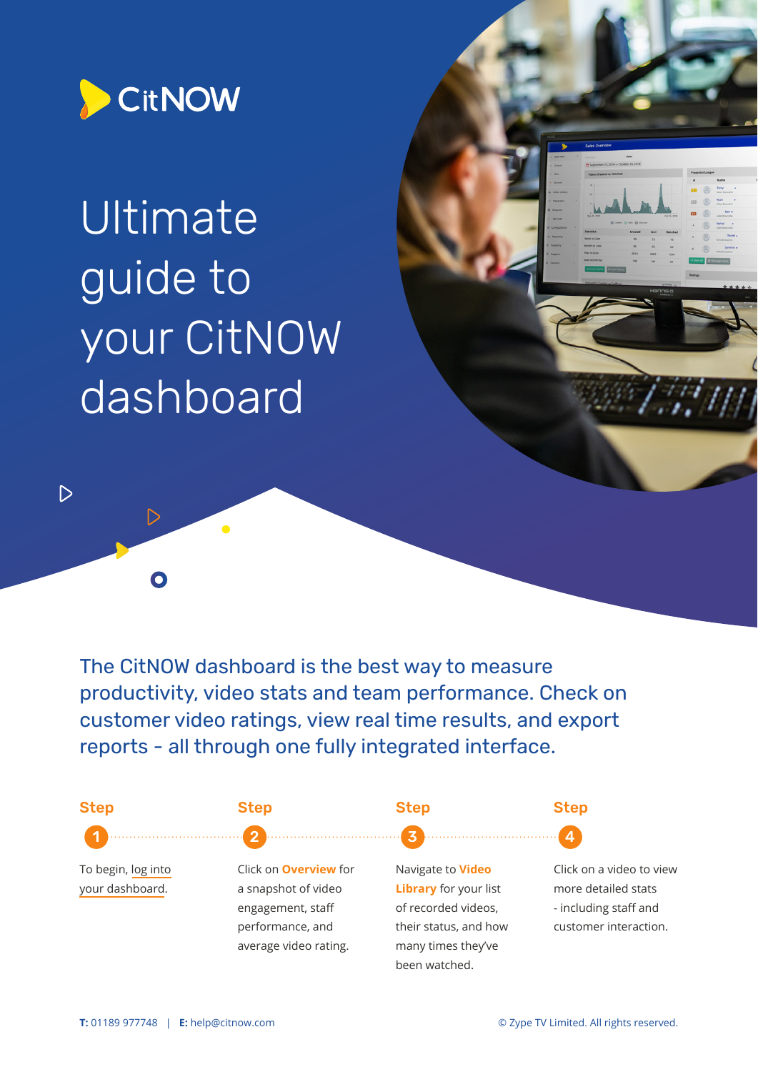CitNOW

# Ultimate guide to your CitNOW dashboard

The CitNOW dashboard is the best way to measure productivity, video stats and team performance. Check on customer video ratings, view real time results, and export reports - all through one fully integrated interface.

**Step 1**

To begin, log into your dashboard.

**Step 2**

Click on **Overview** for a snapshot of video engagement, staff performance, and average video rating.

**Step 3**

Navigate to **Video Library** for your list of recorded videos, their status, and how many times they've been watched.

**Step 4**

Click on a video to view more detailed stats - including staff and customer interaction.

**T:** 01189 977748 | **E:** help@citnow.com

© Zype TV Limited. All rights reserved.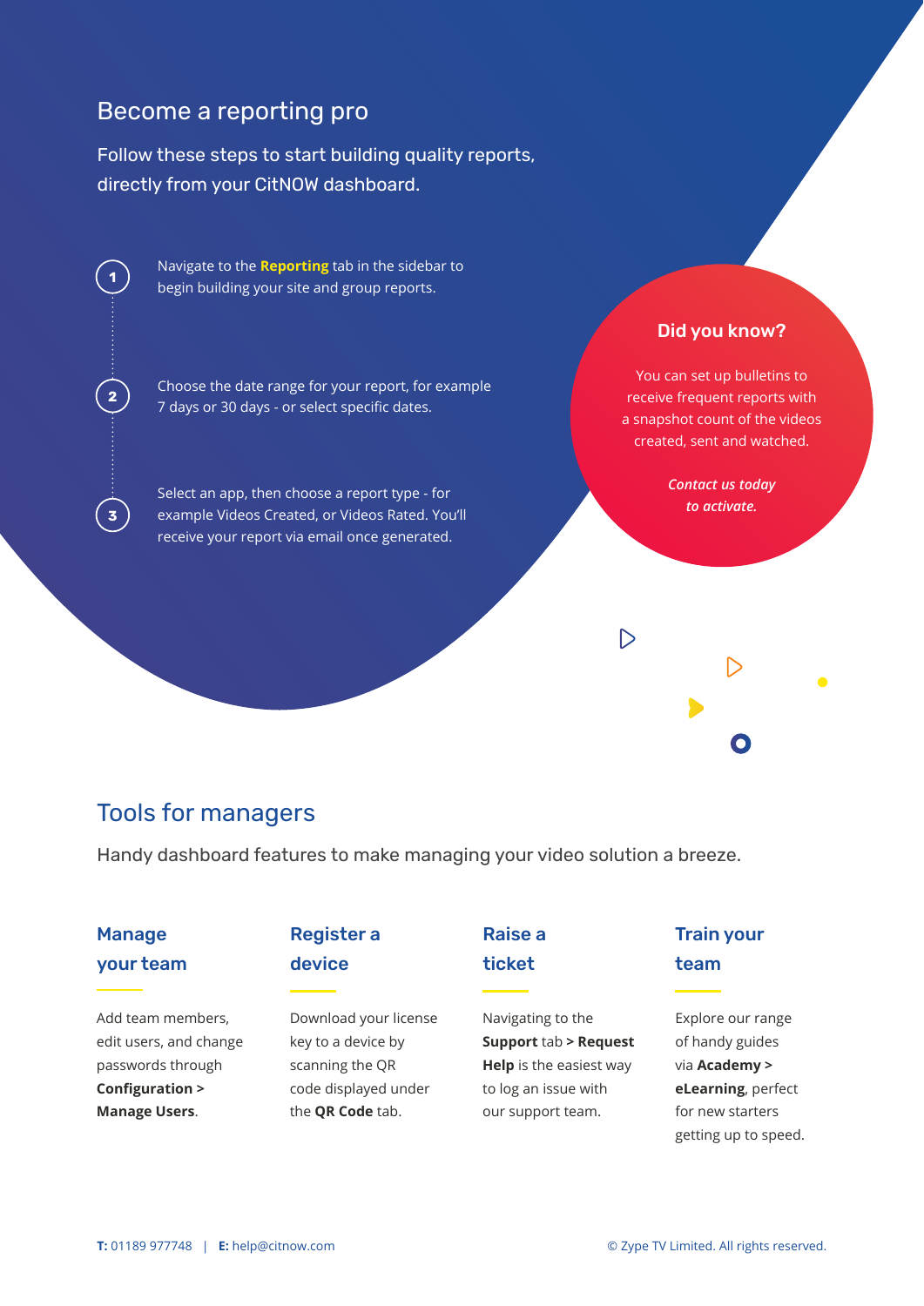## Become a reporting pro

Follow these steps to start building quality reports, directly from your CitNOW dashboard.

1. Navigate to the **Reporting** tab in the sidebar to begin building your site and group reports.
2. Choose the date range for your report, for example 7 days or 30 days - or select specific dates.
3. Select an app, then choose a report type - for example Videos Created, or Videos Rated. You'll receive your report via email once generated.

### Did you know?

You can set up bulletins to receive frequent reports with a snapshot count of the videos created, sent and watched.

*Contact us today to activate.*

## Tools for managers

Handy dashboard features to make managing your video solution a breeze.

### Manage your team

Add team members, edit users, and change passwords through **Configuration > Manage Users**.

### Register a device

Download your license key to a device by scanning the QR code displayed under the **QR Code** tab.

### Raise a ticket

Navigating to the **Support** tab **> Request Help** is the easiest way to log an issue with our support team.

### Train your team

Explore our range of handy guides via **Academy > eLearning**, perfect for new starters getting up to speed.

**T:** 01189 977748 | **E:** help@citnow.com

© Zype TV Limited. All rights reserved.